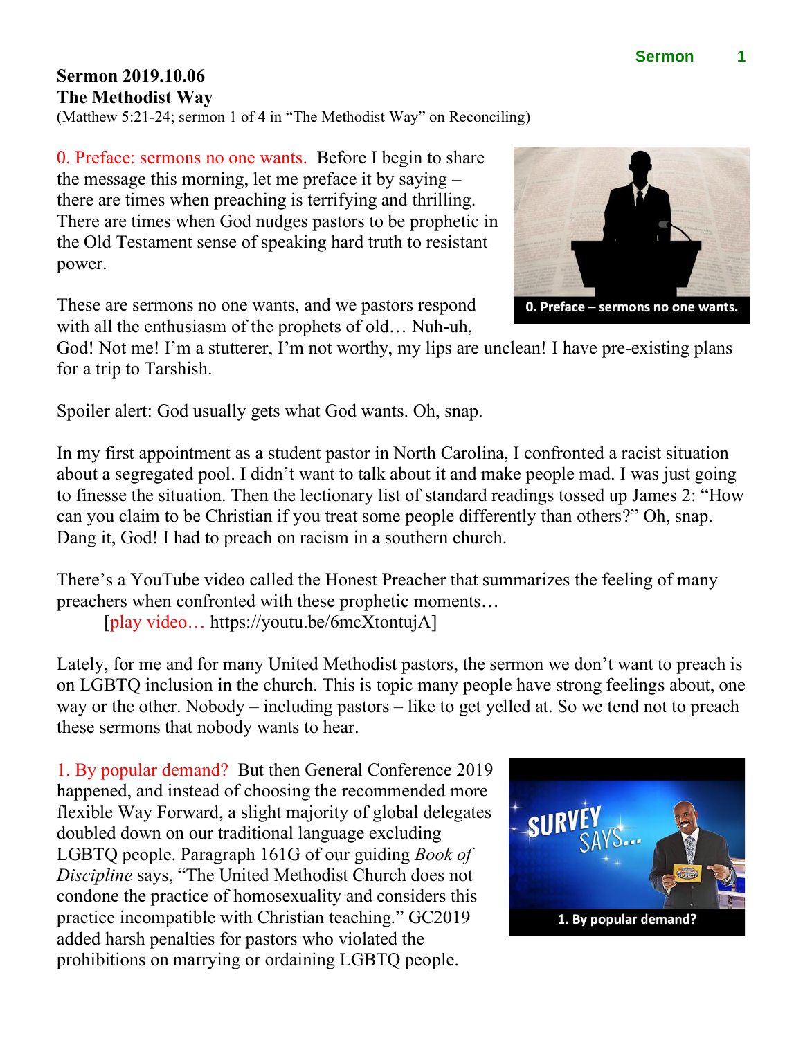**Sermon 2019.10.06**
**The Methodist Way**
(Matthew 5:21-24; sermon 1 of 4 in "The Methodist Way" on Reconciling)

0. Preface: sermons no one wants. Before I begin to share the message this morning, let me preface it by saying – there are times when preaching is terrifying and thrilling. There are times when God nudges pastors to be prophetic in the Old Testament sense of speaking hard truth to resistant power.

0. Preface – sermons no one wants.

These are sermons no one wants, and we pastors respond with all the enthusiasm of the prophets of old… Nuh-uh, God! Not me! I'm a stutterer, I'm not worthy, my lips are unclean! I have pre-existing plans for a trip to Tarshish.

Spoiler alert: God usually gets what God wants. Oh, snap.

In my first appointment as a student pastor in North Carolina, I confronted a racist situation about a segregated pool. I didn't want to talk about it and make people mad. I was just going to finesse the situation. Then the lectionary list of standard readings tossed up James 2: "How can you claim to be Christian if you treat some people differently than others?" Oh, snap. Dang it, God! I had to preach on racism in a southern church.

There's a YouTube video called the Honest Preacher that summarizes the feeling of many preachers when confronted with these prophetic moments…

[play video… https://youtu.be/6mcXtontujA]

Lately, for me and for many United Methodist pastors, the sermon we don't want to preach is on LGBTQ inclusion in the church. This is topic many people have strong feelings about, one way or the other. Nobody – including pastors – like to get yelled at. So we tend not to preach these sermons that nobody wants to hear.

1. By popular demand? But then General Conference 2019 happened, and instead of choosing the recommended more flexible Way Forward, a slight majority of global delegates doubled down on our traditional language excluding LGBTQ people. Paragraph 161G of our guiding *Book of Discipline* says, "The United Methodist Church does not condone the practice of homosexuality and considers this practice incompatible with Christian teaching." GC2019 added harsh penalties for pastors who violated the prohibitions on marrying or ordaining LGBTQ people.

1. By popular demand?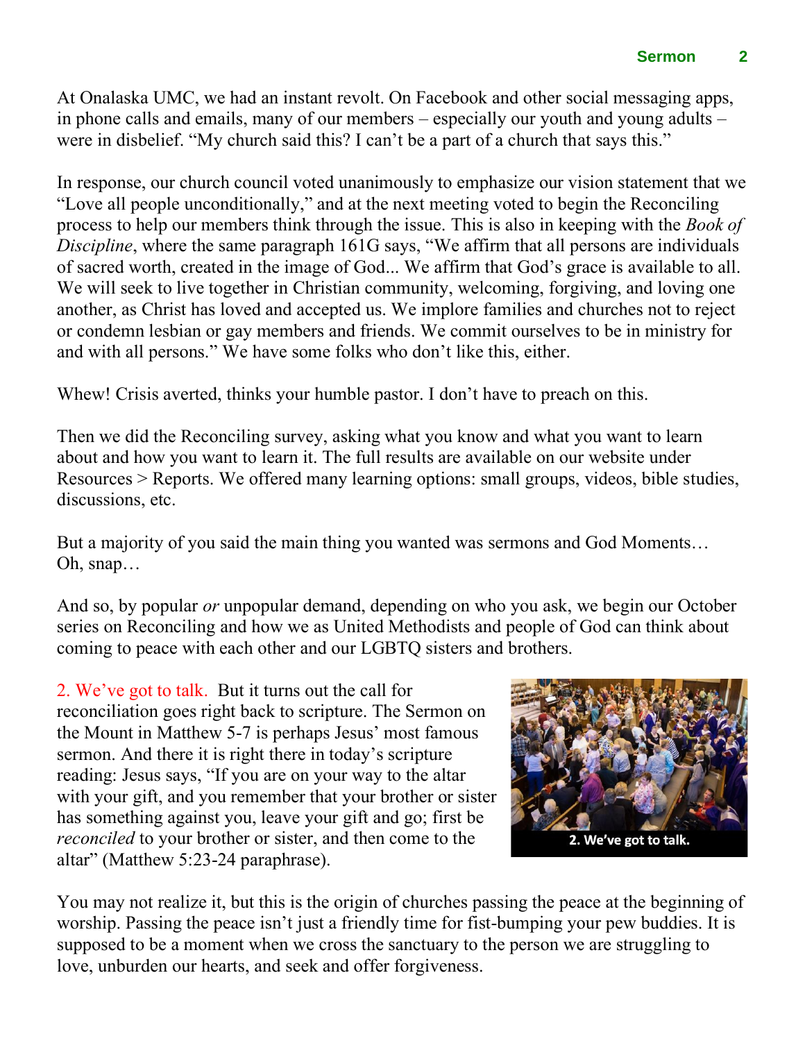At Onalaska UMC, we had an instant revolt. On Facebook and other social messaging apps, in phone calls and emails, many of our members – especially our youth and young adults – were in disbelief. "My church said this? I can't be a part of a church that says this."

In response, our church council voted unanimously to emphasize our vision statement that we "Love all people unconditionally," and at the next meeting voted to begin the Reconciling process to help our members think through the issue. This is also in keeping with the *Book of Discipline*, where the same paragraph 161G says, "We affirm that all persons are individuals of sacred worth, created in the image of God... We affirm that God's grace is available to all. We will seek to live together in Christian community, welcoming, forgiving, and loving one another, as Christ has loved and accepted us. We implore families and churches not to reject or condemn lesbian or gay members and friends. We commit ourselves to be in ministry for and with all persons." We have some folks who don't like this, either.

Whew! Crisis averted, thinks your humble pastor. I don't have to preach on this.

Then we did the Reconciling survey, asking what you know and what you want to learn about and how you want to learn it. The full results are available on our website under Resources > Reports. We offered many learning options: small groups, videos, bible studies, discussions, etc.

But a majority of you said the main thing you wanted was sermons and God Moments… Oh, snap…

And so, by popular *or* unpopular demand, depending on who you ask, we begin our October series on Reconciling and how we as United Methodists and people of God can think about coming to peace with each other and our LGBTQ sisters and brothers.

2. We've got to talk. But it turns out the call for reconciliation goes right back to scripture. The Sermon on the Mount in Matthew 5-7 is perhaps Jesus' most famous sermon. And there it is right there in today's scripture reading: Jesus says, "If you are on your way to the altar with your gift, and you remember that your brother or sister has something against you, leave your gift and go; first be *reconciled* to your brother or sister, and then come to the altar" (Matthew 5:23-24 paraphrase).

**2. We've got to talk.**

You may not realize it, but this is the origin of churches passing the peace at the beginning of worship. Passing the peace isn't just a friendly time for fist-bumping your pew buddies. It is supposed to be a moment when we cross the sanctuary to the person we are struggling to love, unburden our hearts, and seek and offer forgiveness.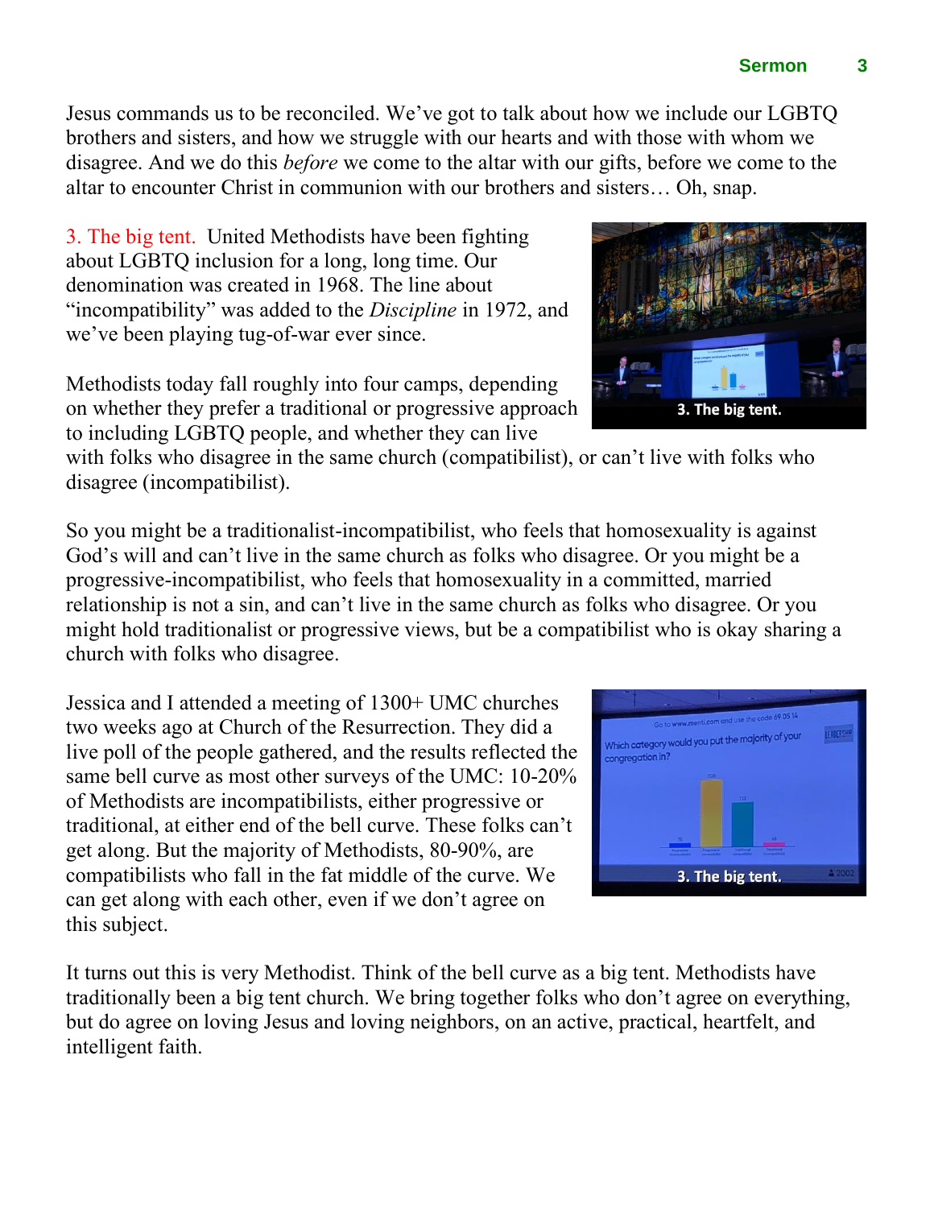Jesus commands us to be reconciled. We've got to talk about how we include our LGBTQ brothers and sisters, and how we struggle with our hearts and with those with whom we disagree. And we do this *before* we come to the altar with our gifts, before we come to the altar to encounter Christ in communion with our brothers and sisters… Oh, snap.

3. The big tent. United Methodists have been fighting about LGBTQ inclusion for a long, long time. Our denomination was created in 1968. The line about "incompatibility" was added to the *Discipline* in 1972, and we've been playing tug-of-war ever since.

3. The big tent.

Methodists today fall roughly into four camps, depending on whether they prefer a traditional or progressive approach to including LGBTQ people, and whether they can live with folks who disagree in the same church (compatibilist), or can't live with folks who disagree (incompatibilist).

So you might be a traditionalist-incompatibilist, who feels that homosexuality is against God's will and can't live in the same church as folks who disagree. Or you might be a progressive-incompatibilist, who feels that homosexuality in a committed, married relationship is not a sin, and can't live in the same church as folks who disagree. Or you might hold traditionalist or progressive views, but be a compatibilist who is okay sharing a church with folks who disagree.

Jessica and I attended a meeting of 1300+ UMC churches two weeks ago at Church of the Resurrection. They did a live poll of the people gathered, and the results reflected the same bell curve as most other surveys of the UMC: 10-20% of Methodists are incompatibilists, either progressive or traditional, at either end of the bell curve. These folks can't get along. But the majority of Methodists, 80-90%, are compatibilists who fall in the fat middle of the curve. We can get along with each other, even if we don't agree on this subject.

3. The big tent.

It turns out this is very Methodist. Think of the bell curve as a big tent. Methodists have traditionally been a big tent church. We bring together folks who don't agree on everything, but do agree on loving Jesus and loving neighbors, on an active, practical, heartfelt, and intelligent faith.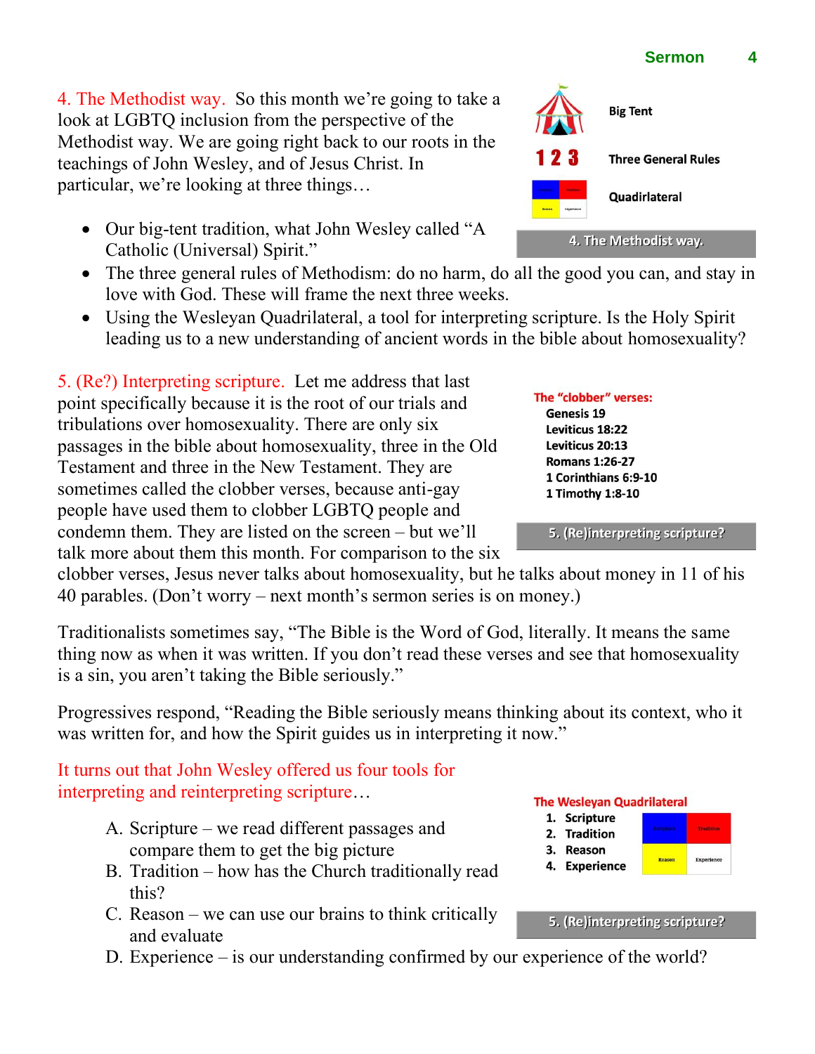4. The Methodist way. So this month we're going to take a look at LGBTQ inclusion from the perspective of the Methodist way. We are going right back to our roots in the teachings of John Wesley, and of Jesus Christ. In particular, we're looking at three things…

- Our big-tent tradition, what John Wesley called "A Catholic (Universal) Spirit."
- The three general rules of Methodism: do no harm, do all the good you can, and stay in love with God. These will frame the next three weeks.
- Using the Wesleyan Quadrilateral, a tool for interpreting scripture. Is the Holy Spirit leading us to a new understanding of ancient words in the bible about homosexuality?

**Big Tent**

**1 2 3 — Three General Rules**

**Quadrilateral**

**4. The Methodist way.**

5. (Re?) Interpreting scripture. Let me address that last point specifically because it is the root of our trials and tribulations over homosexuality. There are only six passages in the bible about homosexuality, three in the Old Testament and three in the New Testament. They are sometimes called the clobber verses, because anti-gay people have used them to clobber LGBTQ people and condemn them. They are listed on the screen – but we'll talk more about them this month. For comparison to the six clobber verses, Jesus never talks about homosexuality, but he talks about money in 11 of his 40 parables. (Don't worry – next month's sermon series is on money.)

**The "clobber" verses:**
- **Genesis 19**
- **Leviticus 18:22**
- **Leviticus 20:13**
- **Romans 1:26-27**
- **1 Corinthians 6:9-10**
- **1 Timothy 1:8-10**

**5. (Re)interpreting scripture?**

Traditionalists sometimes say, "The Bible is the Word of God, literally. It means the same thing now as when it was written. If you don't read these verses and see that homosexuality is a sin, you aren't taking the Bible seriously."

Progressives respond, "Reading the Bible seriously means thinking about its context, who it was written for, and how the Spirit guides us in interpreting it now."

It turns out that John Wesley offered us four tools for interpreting and reinterpreting scripture…

A. Scripture – we read different passages and compare them to get the big picture
B. Tradition – how has the Church traditionally read this?
C. Reason – we can use our brains to think critically and evaluate
D. Experience – is our understanding confirmed by our experience of the world?

**The Wesleyan Quadrilateral**
1. **Scripture**
2. **Tradition**
3. **Reason**
4. **Experience**

**5. (Re)interpreting scripture?**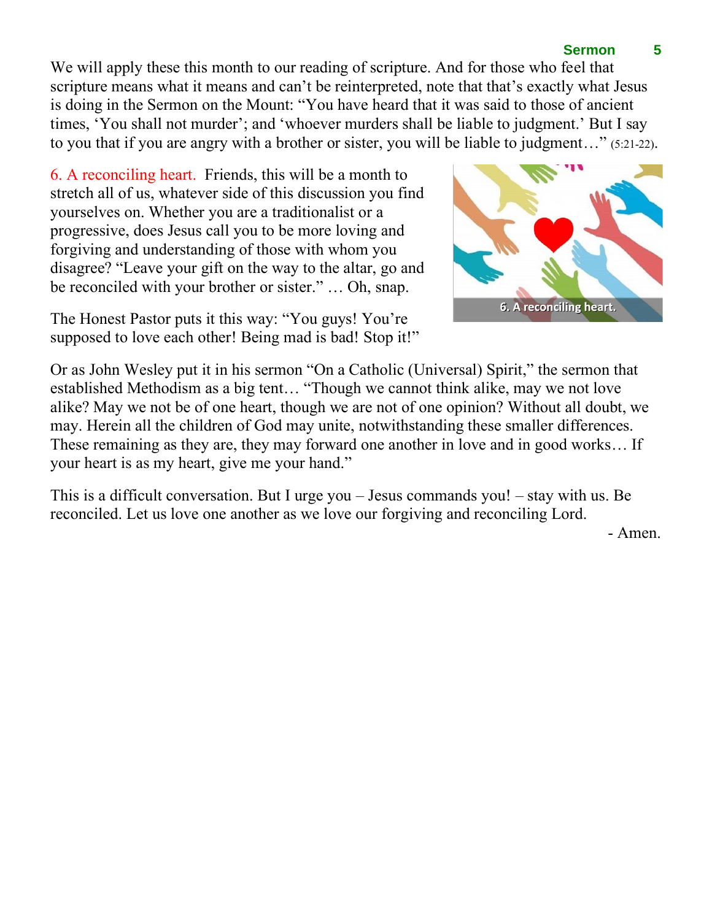We will apply these this month to our reading of scripture. And for those who feel that scripture means what it means and can't be reinterpreted, note that that's exactly what Jesus is doing in the Sermon on the Mount: "You have heard that it was said to those of ancient times, 'You shall not murder'; and 'whoever murders shall be liable to judgment.' But I say to you that if you are angry with a brother or sister, you will be liable to judgment…" (5:21-22).

6. A reconciling heart. Friends, this will be a month to stretch all of us, whatever side of this discussion you find yourselves on. Whether you are a traditionalist or a progressive, does Jesus call you to be more loving and forgiving and understanding of those with whom you disagree? "Leave your gift on the way to the altar, go and be reconciled with your brother or sister." … Oh, snap.

6. A reconciling heart.

The Honest Pastor puts it this way: "You guys! You're supposed to love each other! Being mad is bad! Stop it!"

Or as John Wesley put it in his sermon "On a Catholic (Universal) Spirit," the sermon that established Methodism as a big tent… "Though we cannot think alike, may we not love alike? May we not be of one heart, though we are not of one opinion? Without all doubt, we may. Herein all the children of God may unite, notwithstanding these smaller differences. These remaining as they are, they may forward one another in love and in good works… If your heart is as my heart, give me your hand."

This is a difficult conversation. But I urge you – Jesus commands you! – stay with us. Be reconciled. Let us love one another as we love our forgiving and reconciling Lord.

- Amen.